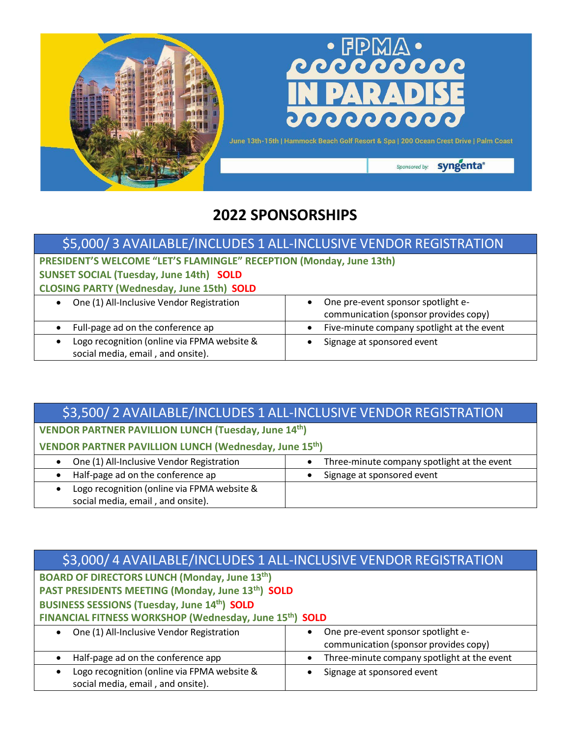**• FPMA •**

**IN PARADISE**

June 13th-15th | Hammock Beach Golf Resort & Spa | 200 Ocean Crest Drive | Palm Coast

Sponsored by: syngenta®

# 2022 SPONSORSHIPS

| $5,000/ 3 AVAILABLE/INCLUDES 1 ALL-INCLUSIVE VENDOR REGISTRATION | |
|---|---|
| **PRESIDENT'S WELCOME "LET'S FLAMINGLE" RECEPTION (Monday, June 13th)**<br>**SUNSET SOCIAL (Tuesday, June 14th) SOLD**<br>**CLOSING PARTY (Wednesday, June 15th) SOLD** | |
| • One (1) All-Inclusive Vendor Registration | • One pre-event sponsor spotlight e-communication (sponsor provides copy) |
| • Full-page ad on the conference ap | • Five-minute company spotlight at the event |
| • Logo recognition (online via FPMA website & social media, email , and onsite). | • Signage at sponsored event |

| $3,500/ 2 AVAILABLE/INCLUDES 1 ALL-INCLUSIVE VENDOR REGISTRATION | |
|---|---|
| **VENDOR PARTNER PAVILLION LUNCH (Tuesday, June 14th)**<br>**VENDOR PARTNER PAVILLION LUNCH (Wednesday, June 15th)** | |
| • One (1) All-Inclusive Vendor Registration | • Three-minute company spotlight at the event |
| • Half-page ad on the conference ap | • Signage at sponsored event |
| • Logo recognition (online via FPMA website & social media, email , and onsite). | |

| $3,000/ 4 AVAILABLE/INCLUDES 1 ALL-INCLUSIVE VENDOR REGISTRATION | |
|---|---|
| **BOARD OF DIRECTORS LUNCH (Monday, June 13th)**<br>**PAST PRESIDENTS MEETING (Monday, June 13th) SOLD**<br>**BUSINESS SESSIONS (Tuesday, June 14th) SOLD**<br>**FINANCIAL FITNESS WORKSHOP (Wednesday, June 15th) SOLD** | |
| • One (1) All-Inclusive Vendor Registration | • One pre-event sponsor spotlight e-communication (sponsor provides copy) |
| • Half-page ad on the conference app | • Three-minute company spotlight at the event |
| • Logo recognition (online via FPMA website & social media, email , and onsite). | • Signage at sponsored event |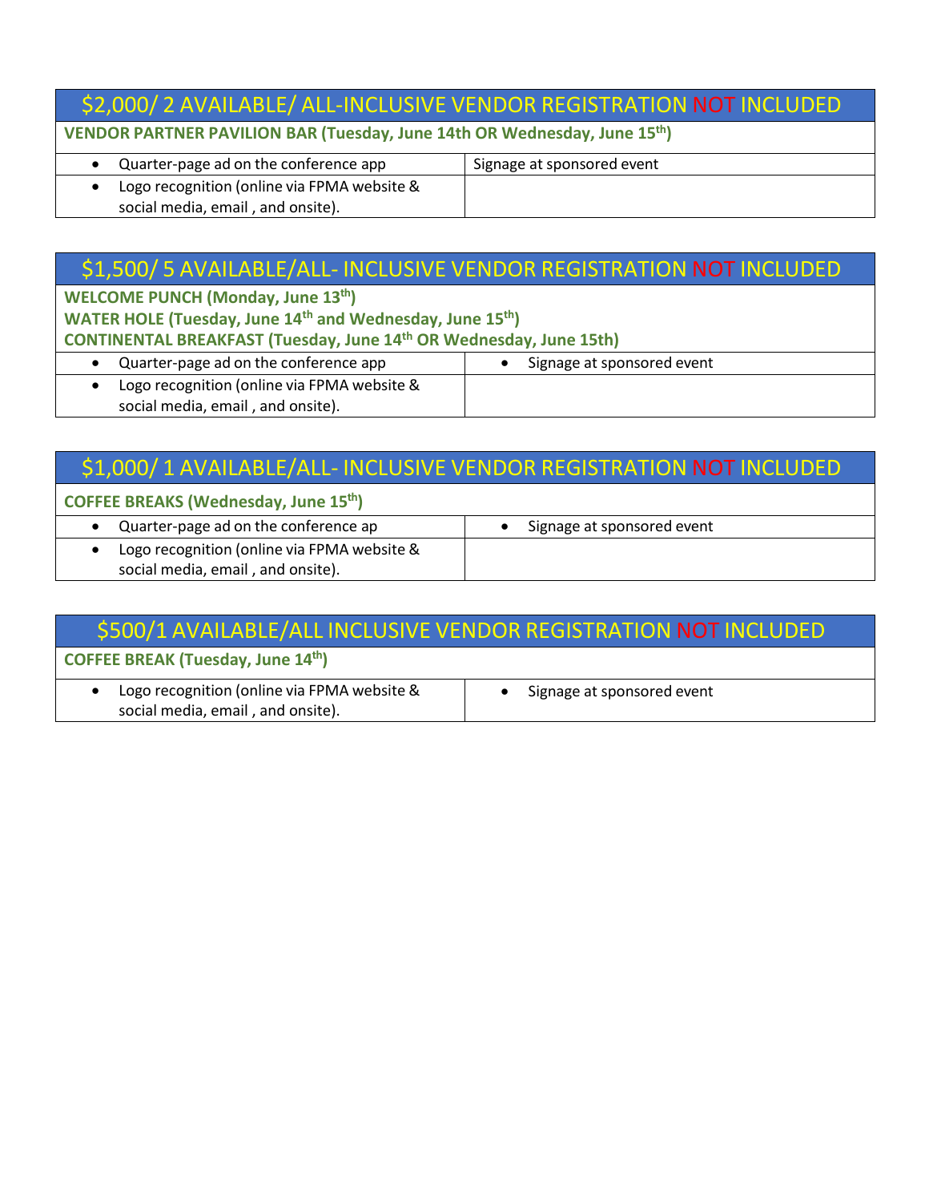## $2,000/ 2 AVAILABLE/ ALL-INCLUSIVE VENDOR REGISTRATION NOT INCLUDED

**VENDOR PARTNER PAVILION BAR (Tuesday, June 14th OR Wednesday, June 15th)**

| | |
|---|---|
| • Quarter-page ad on the conference app | Signage at sponsored event |
| • Logo recognition (online via FPMA website & social media, email , and onsite). | |

## $1,500/ 5 AVAILABLE/ALL- INCLUSIVE VENDOR REGISTRATION NOT INCLUDED

**WELCOME PUNCH (Monday, June 13th)**
**WATER HOLE (Tuesday, June 14th and Wednesday, June 15th)**
**CONTINENTAL BREAKFAST (Tuesday, June 14th OR Wednesday, June 15th)**

| | |
|---|---|
| • Quarter-page ad on the conference app | • Signage at sponsored event |
| • Logo recognition (online via FPMA website & social media, email , and onsite). | |

## $1,000/ 1 AVAILABLE/ALL- INCLUSIVE VENDOR REGISTRATION NOT INCLUDED

**COFFEE BREAKS (Wednesday, June 15th)**

| | |
|---|---|
| • Quarter-page ad on the conference ap | • Signage at sponsored event |
| • Logo recognition (online via FPMA website & social media, email , and onsite). | |

## $500/1 AVAILABLE/ALL INCLUSIVE VENDOR REGISTRATION NOT INCLUDED

**COFFEE BREAK (Tuesday, June 14th)**

| | |
|---|---|
| • Logo recognition (online via FPMA website & social media, email , and onsite). | • Signage at sponsored event |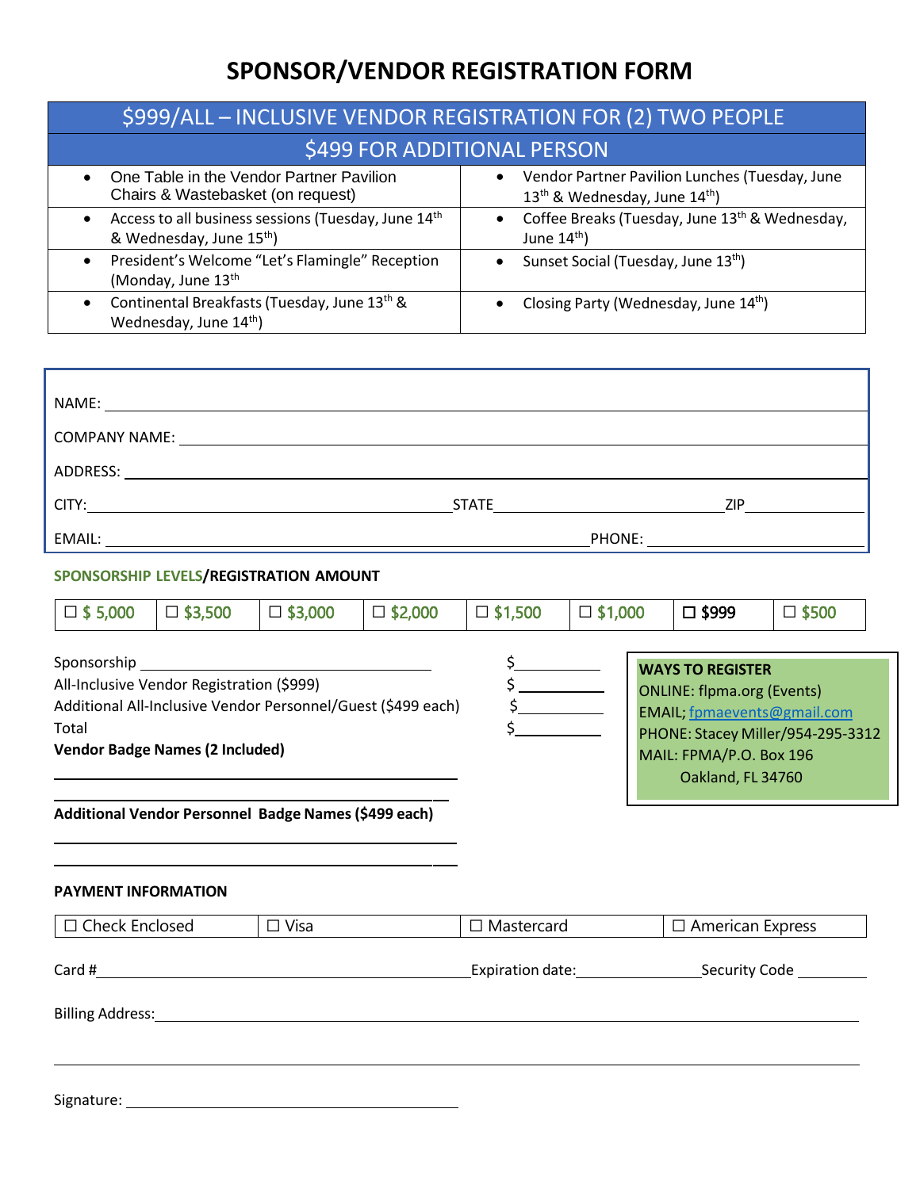# SPONSOR/VENDOR REGISTRATION FORM

| $999/ALL – INCLUSIVE VENDOR REGISTRATION FOR (2) TWO PEOPLE | |
|---|---|
| $499 FOR ADDITIONAL PERSON | |
| • One Table in the Vendor Partner Pavilion Chairs & Wastebasket (on request) | • Vendor Partner Pavilion Lunches (Tuesday, June 13th & Wednesday, June 14th) |
| • Access to all business sessions (Tuesday, June 14th & Wednesday, June 15th) | • Coffee Breaks (Tuesday, June 13th & Wednesday, June 14th) |
| • President's Welcome "Let's Flamingle" Reception (Monday, June 13th | • Sunset Social (Tuesday, June 13th) |
| • Continental Breakfasts (Tuesday, June 13th & Wednesday, June 14th) | • Closing Party (Wednesday, June 14th) |

NAME: ______________________________

COMPANY NAME: ______________________________

ADDRESS: ______________________________

CITY: ____________________ STATE ____________________ ZIP ____________

EMAIL: ____________________ PHONE: ____________________

**SPONSORSHIP LEVELS/REGISTRATION AMOUNT**

| ☐ $ 5,000 | ☐ $3,500 | ☐ $3,000 | ☐ $2,000 | ☐ $1,500 | ☐ $1,000 | ☐ $999 | ☐ $500 |
|---|---|---|---|---|---|---|---|

Sponsorship ______________________________ $__________

All-Inclusive Vendor Registration ($999) $__________

Additional All-Inclusive Vendor Personnel/Guest ($499 each) $__________

Total $__________

**Vendor Badge Names (2 Included)**

______________________________

______________________________

**Additional Vendor Personnel Badge Names ($499 each)**

______________________________

______________________________

**WAYS TO REGISTER**
ONLINE: flpma.org (Events)
EMAIL; fpmaevents@gmail.com
PHONE: Stacey Miller/954-295-3312
MAIL: FPMA/P.O. Box 196
Oakland, FL 34760

**PAYMENT INFORMATION**

| ☐ Check Enclosed | ☐ Visa | ☐ Mastercard | ☐ American Express |
|---|---|---|---|

Card # ______________________________ Expiration date: ______________ Security Code __________

Billing Address: ______________________________

______________________________

Signature: ______________________________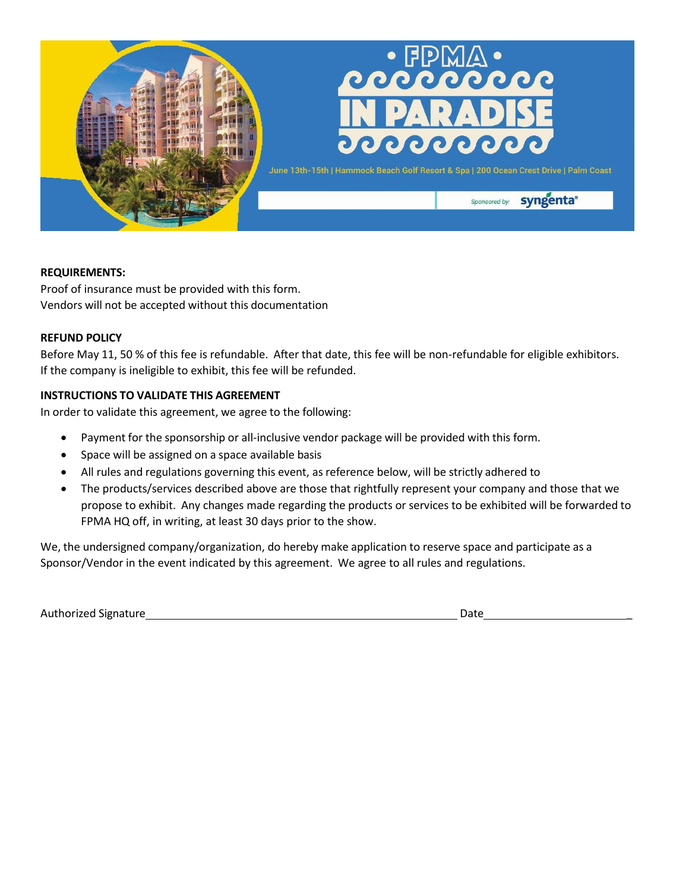• FPMA •

IN PARADISE

June 13th-15th | Hammock Beach Golf Resort & Spa | 200 Ocean Crest Drive | Palm Coast

Sponsored by: syngenta

**REQUIREMENTS:**
Proof of insurance must be provided with this form.
Vendors will not be accepted without this documentation

**REFUND POLICY**
Before May 11, 50 % of this fee is refundable. After that date, this fee will be non-refundable for eligible exhibitors. If the company is ineligible to exhibit, this fee will be refunded.

**INSTRUCTIONS TO VALIDATE THIS AGREEMENT**
In order to validate this agreement, we agree to the following:

- Payment for the sponsorship or all-inclusive vendor package will be provided with this form.
- Space will be assigned on a space available basis
- All rules and regulations governing this event, as reference below, will be strictly adhered to
- The products/services described above are those that rightfully represent your company and those that we propose to exhibit. Any changes made regarding the products or services to be exhibited will be forwarded to FPMA HQ off, in writing, at least 30 days prior to the show.

We, the undersigned company/organization, do hereby make application to reserve space and participate as a Sponsor/Vendor in the event indicated by this agreement. We agree to all rules and regulations.

Authorized Signature_______________________________________________ Date_______________________